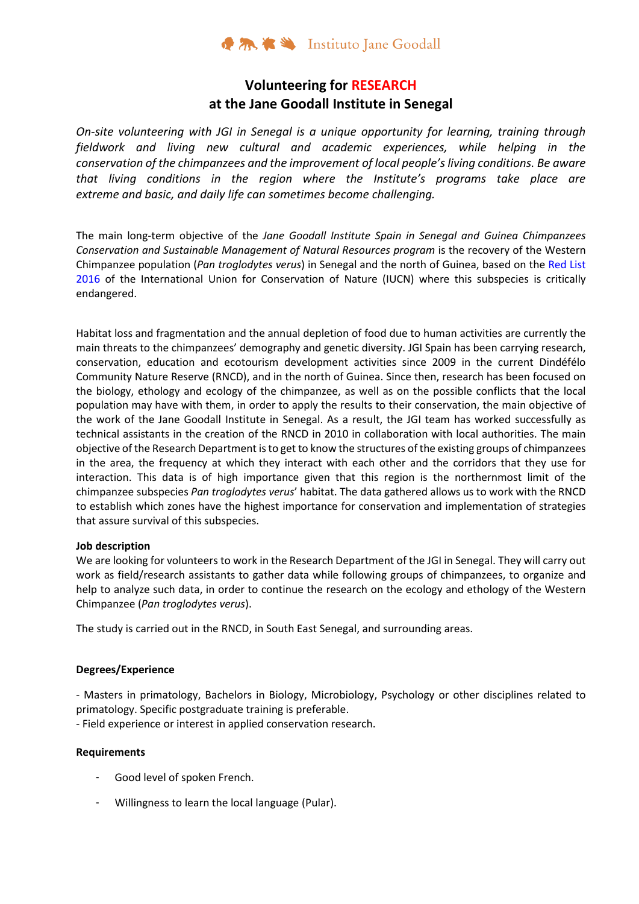Instituto Jane Goodall

# Volunteering for RESEARCH at the Jane Goodall Institute in Senegal

*On-site volunteering with JGI in Senegal is a unique opportunity for learning, training through fieldwork and living new cultural and academic experiences, while helping in the conservation of the chimpanzees and the improvement of local people's living conditions. Be aware that living conditions in the region where the Institute's programs take place are extreme and basic, and daily life can sometimes become challenging.*

The main long-term objective of the *Jane Goodall Institute Spain in Senegal and Guinea Chimpanzees Conservation and Sustainable Management of Natural Resources program* is the recovery of the Western Chimpanzee population (*Pan troglodytes verus*) in Senegal and the north of Guinea, based on the Red List 2016 of the International Union for Conservation of Nature (IUCN) where this subspecies is critically endangered.

Habitat loss and fragmentation and the annual depletion of food due to human activities are currently the main threats to the chimpanzees' demography and genetic diversity. JGI Spain has been carrying research, conservation, education and ecotourism development activities since 2009 in the current Dindéfélo Community Nature Reserve (RNCD), and in the north of Guinea. Since then, research has been focused on the biology, ethology and ecology of the chimpanzee, as well as on the possible conflicts that the local population may have with them, in order to apply the results to their conservation, the main objective of the work of the Jane Goodall Institute in Senegal. As a result, the JGI team has worked successfully as technical assistants in the creation of the RNCD in 2010 in collaboration with local authorities. The main objective of the Research Department is to get to know the structures of the existing groups of chimpanzees in the area, the frequency at which they interact with each other and the corridors that they use for interaction. This data is of high importance given that this region is the northernmost limit of the chimpanzee subspecies *Pan troglodytes verus*' habitat. The data gathered allows us to work with the RNCD to establish which zones have the highest importance for conservation and implementation of strategies that assure survival of this subspecies.

**Job description**

We are looking for volunteers to work in the Research Department of the JGI in Senegal. They will carry out work as field/research assistants to gather data while following groups of chimpanzees, to organize and help to analyze such data, in order to continue the research on the ecology and ethology of the Western Chimpanzee (*Pan troglodytes verus*).

The study is carried out in the RNCD, in South East Senegal, and surrounding areas.

**Degrees/Experience**

- Masters in primatology, Bachelors in Biology, Microbiology, Psychology or other disciplines related to primatology. Specific postgraduate training is preferable.
- Field experience or interest in applied conservation research.

**Requirements**

- Good level of spoken French.
- Willingness to learn the local language (Pular).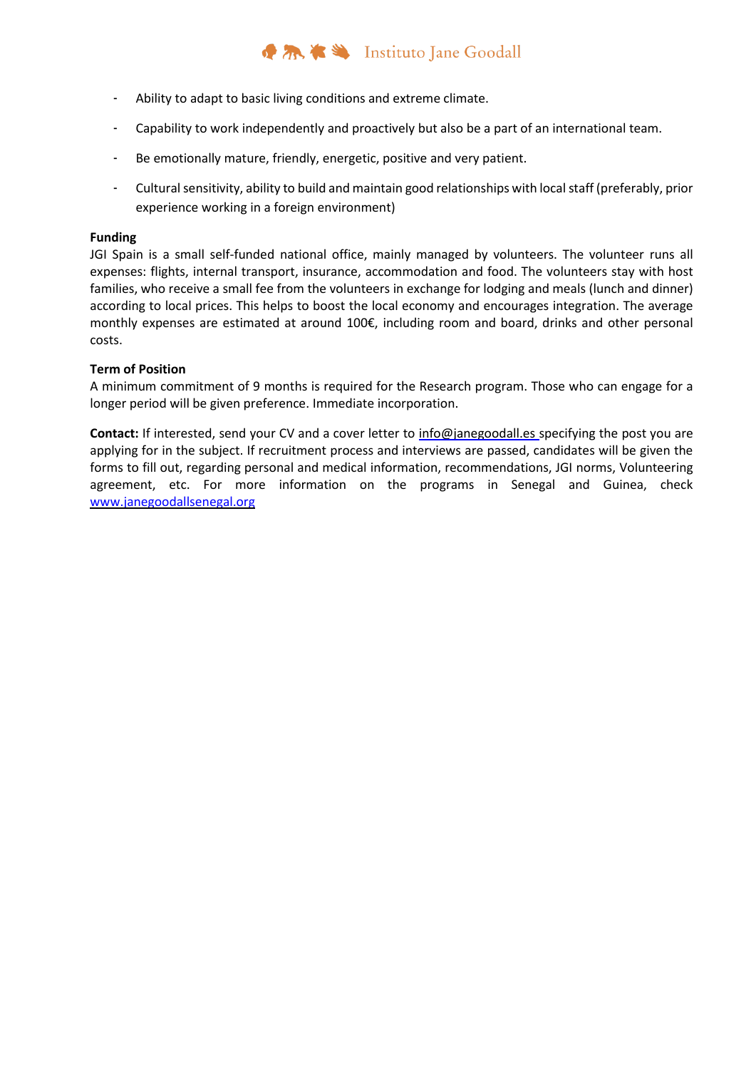- Ability to adapt to basic living conditions and extreme climate.
- Capability to work independently and proactively but also be a part of an international team.
- Be emotionally mature, friendly, energetic, positive and very patient.
- Cultural sensitivity, ability to build and maintain good relationships with local staff (preferably, prior experience working in a foreign environment)

**Funding**
JGI Spain is a small self-funded national office, mainly managed by volunteers. The volunteer runs all expenses: flights, internal transport, insurance, accommodation and food. The volunteers stay with host families, who receive a small fee from the volunteers in exchange for lodging and meals (lunch and dinner) according to local prices. This helps to boost the local economy and encourages integration. The average monthly expenses are estimated at around 100€, including room and board, drinks and other personal costs.

**Term of Position**
A minimum commitment of 9 months is required for the Research program. Those who can engage for a longer period will be given preference. Immediate incorporation.

**Contact:** If interested, send your CV and a cover letter to info@janegoodall.es specifying the post you are applying for in the subject. If recruitment process and interviews are passed, candidates will be given the forms to fill out, regarding personal and medical information, recommendations, JGI norms, Volunteering agreement, etc. For more information on the programs in Senegal and Guinea, check www.janegoodallsenegal.org